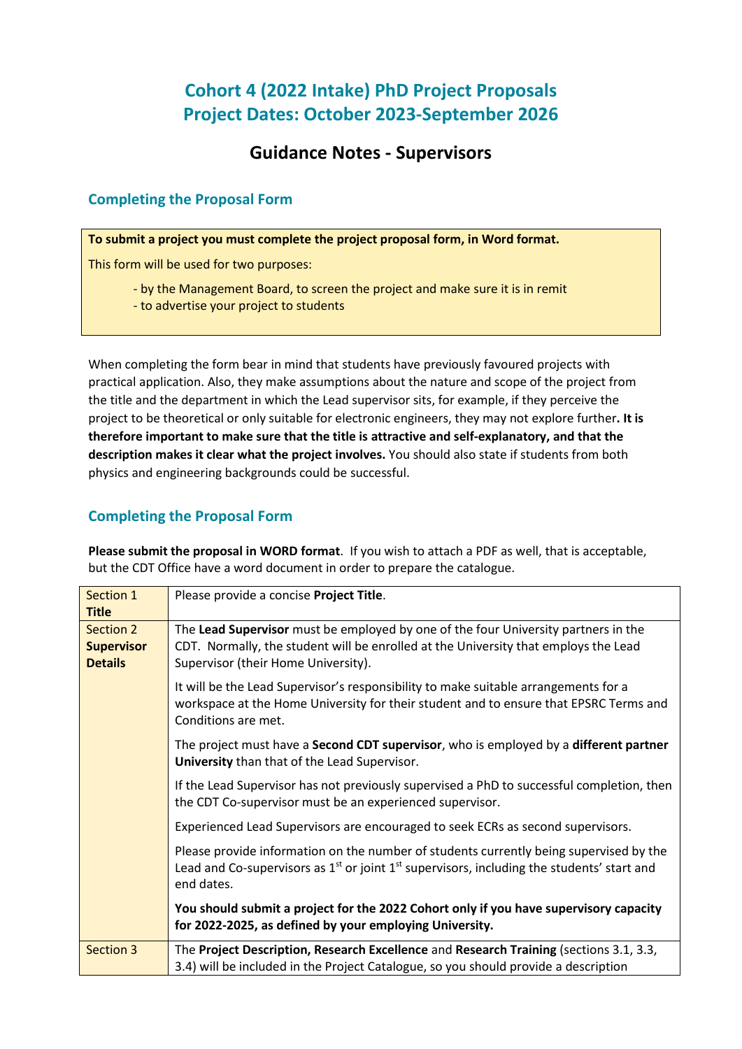# Cohort 4 (2022 Intake) PhD Project Proposals
# Project Dates: October 2023-September 2026

## Guidance Notes - Supervisors

### Completing the Proposal Form

**To submit a project you must complete the project proposal form, in Word format.**

This form will be used for two purposes:

- by the Management Board, to screen the project and make sure it is in remit
- to advertise your project to students

When completing the form bear in mind that students have previously favoured projects with practical application. Also, they make assumptions about the nature and scope of the project from the title and the department in which the Lead supervisor sits, for example, if they perceive the project to be theoretical or only suitable for electronic engineers, they may not explore further**. It is therefore important to make sure that the title is attractive and self-explanatory, and that the description makes it clear what the project involves.** You should also state if students from both physics and engineering backgrounds could be successful.

### Completing the Proposal Form

**Please submit the proposal in WORD format**. If you wish to attach a PDF as well, that is acceptable, but the CDT Office have a word document in order to prepare the catalogue.

| Section | Guidance |
|---|---|
| Section 1 **Title** | Please provide a concise **Project Title**. |
| Section 2 **Supervisor Details** | The **Lead Supervisor** must be employed by one of the four University partners in the CDT. Normally, the student will be enrolled at the University that employs the Lead Supervisor (their Home University).<br><br>It will be the Lead Supervisor's responsibility to make suitable arrangements for a workspace at the Home University for their student and to ensure that EPSRC Terms and Conditions are met.<br><br>The project must have a **Second CDT supervisor**, who is employed by a **different partner University** than that of the Lead Supervisor.<br><br>If the Lead Supervisor has not previously supervised a PhD to successful completion, then the CDT Co-supervisor must be an experienced supervisor.<br><br>Experienced Lead Supervisors are encouraged to seek ECRs as second supervisors.<br><br>Please provide information on the number of students currently being supervised by the Lead and Co-supervisors as 1st or joint 1st supervisors, including the students' start and end dates.<br><br>**You should submit a project for the 2022 Cohort only if you have supervisory capacity for 2022-2025, as defined by your employing University.** |
| Section 3 | The **Project Description, Research Excellence** and **Research Training** (sections 3.1, 3.3, 3.4) will be included in the Project Catalogue, so you should provide a description |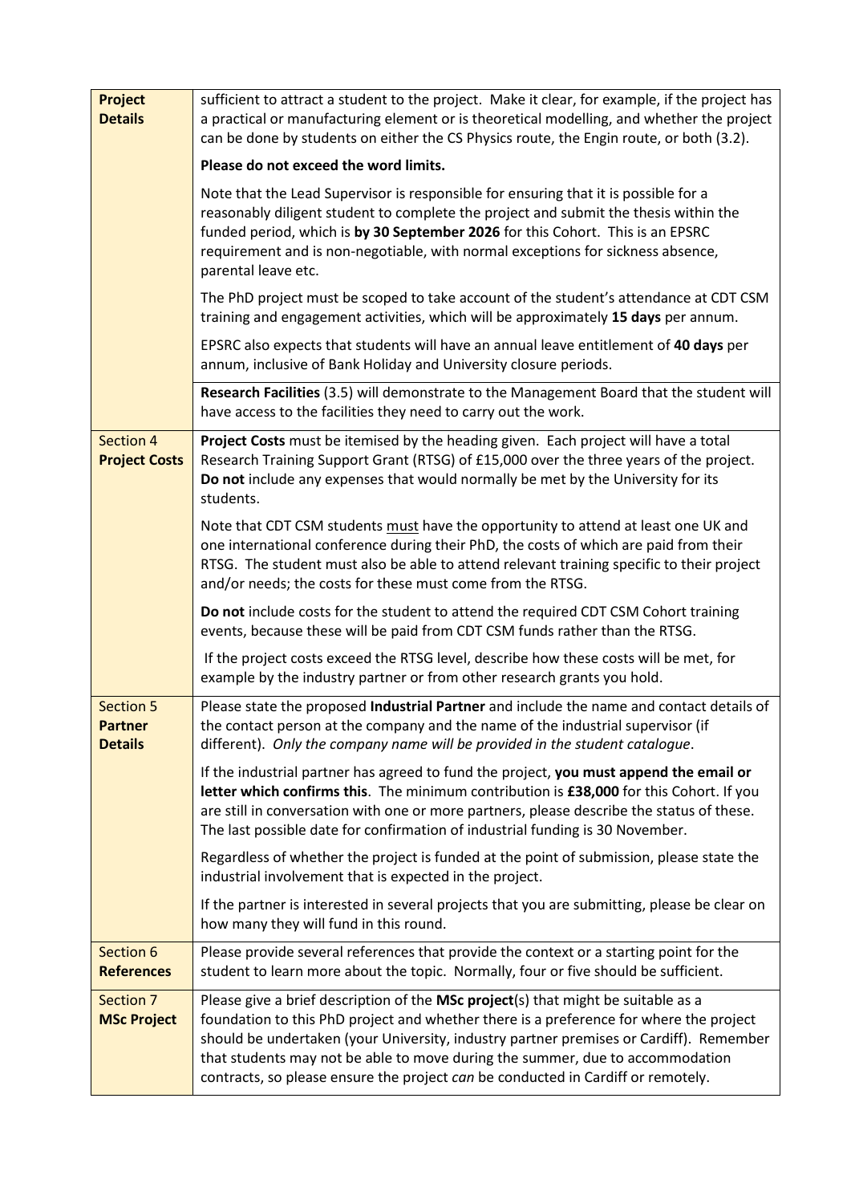| | |
|---|---|
| **Project Details** | sufficient to attract a student to the project. Make it clear, for example, if the project has a practical or manufacturing element or is theoretical modelling, and whether the project can be done by students on either the CS Physics route, the Engin route, or both (3.2).<br><br>**Please do not exceed the word limits.**<br><br>Note that the Lead Supervisor is responsible for ensuring that it is possible for a reasonably diligent student to complete the project and submit the thesis within the funded period, which is **by 30 September 2026** for this Cohort. This is an EPSRC requirement and is non-negotiable, with normal exceptions for sickness absence, parental leave etc.<br><br>The PhD project must be scoped to take account of the student's attendance at CDT CSM training and engagement activities, which will be approximately **15 days** per annum.<br><br>EPSRC also expects that students will have an annual leave entitlement of **40 days** per annum, inclusive of Bank Holiday and University closure periods. |
| | **Research Facilities** (3.5) will demonstrate to the Management Board that the student will have access to the facilities they need to carry out the work. |
| Section 4 **Project Costs** | **Project Costs** must be itemised by the heading given. Each project will have a total Research Training Support Grant (RTSG) of £15,000 over the three years of the project. **Do not** include any expenses that would normally be met by the University for its students.<br><br>Note that CDT CSM students must have the opportunity to attend at least one UK and one international conference during their PhD, the costs of which are paid from their RTSG. The student must also be able to attend relevant training specific to their project and/or needs; the costs for these must come from the RTSG.<br><br>**Do not** include costs for the student to attend the required CDT CSM Cohort training events, because these will be paid from CDT CSM funds rather than the RTSG.<br><br>If the project costs exceed the RTSG level, describe how these costs will be met, for example by the industry partner or from other research grants you hold. |
| Section 5 **Partner Details** | Please state the proposed **Industrial Partner** and include the name and contact details of the contact person at the company and the name of the industrial supervisor (if different). *Only the company name will be provided in the student catalogue*.<br><br>If the industrial partner has agreed to fund the project, **you must append the email or letter which confirms this**. The minimum contribution is **£38,000** for this Cohort. If you are still in conversation with one or more partners, please describe the status of these. The last possible date for confirmation of industrial funding is 30 November.<br><br>Regardless of whether the project is funded at the point of submission, please state the industrial involvement that is expected in the project.<br><br>If the partner is interested in several projects that you are submitting, please be clear on how many they will fund in this round. |
| Section 6 **References** | Please provide several references that provide the context or a starting point for the student to learn more about the topic. Normally, four or five should be sufficient. |
| Section 7 **MSc Project** | Please give a brief description of the **MSc project**(s) that might be suitable as a foundation to this PhD project and whether there is a preference for where the project should be undertaken (your University, industry partner premises or Cardiff). Remember that students may not be able to move during the summer, due to accommodation contracts, so please ensure the project *can* be conducted in Cardiff or remotely. |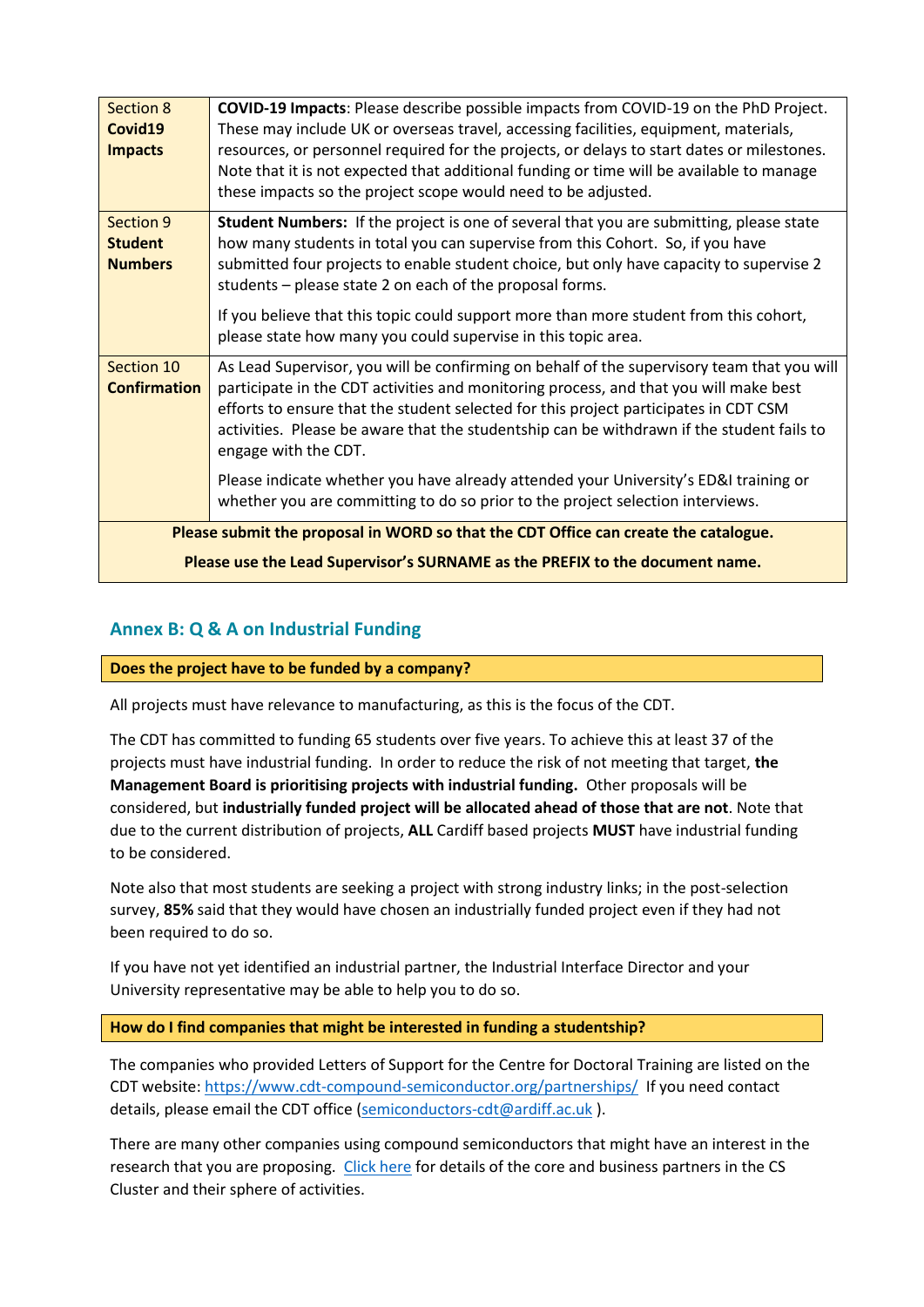| Section | Guidance |
| --- | --- |
| Section 8 **Covid19 Impacts** | **COVID-19 Impacts**: Please describe possible impacts from COVID-19 on the PhD Project. These may include UK or overseas travel, accessing facilities, equipment, materials, resources, or personnel required for the projects, or delays to start dates or milestones. Note that it is not expected that additional funding or time will be available to manage these impacts so the project scope would need to be adjusted. |
| Section 9 **Student Numbers** | **Student Numbers:** If the project is one of several that you are submitting, please state how many students in total you can supervise from this Cohort. So, if you have submitted four projects to enable student choice, but only have capacity to supervise 2 students – please state 2 on each of the proposal forms. If you believe that this topic could support more than more student from this cohort, please state how many you could supervise in this topic area. |
| Section 10 **Confirmation** | As Lead Supervisor, you will be confirming on behalf of the supervisory team that you will participate in the CDT activities and monitoring process, and that you will make best efforts to ensure that the student selected for this project participates in CDT CSM activities. Please be aware that the studentship can be withdrawn if the student fails to engage with the CDT. Please indicate whether you have already attended your University's ED&I training or whether you are committing to do so prior to the project selection interviews. |

**Please submit the proposal in WORD so that the CDT Office can create the catalogue.**

**Please use the Lead Supervisor's SURNAME as the PREFIX to the document name.**

## Annex B: Q & A on Industrial Funding

**Does the project have to be funded by a company?**

All projects must have relevance to manufacturing, as this is the focus of the CDT.

The CDT has committed to funding 65 students over five years. To achieve this at least 37 of the projects must have industrial funding. In order to reduce the risk of not meeting that target, **the Management Board is prioritising projects with industrial funding.** Other proposals will be considered, but **industrially funded project will be allocated ahead of those that are not**. Note that due to the current distribution of projects, **ALL** Cardiff based projects **MUST** have industrial funding to be considered.

Note also that most students are seeking a project with strong industry links; in the post-selection survey, **85%** said that they would have chosen an industrially funded project even if they had not been required to do so.

If you have not yet identified an industrial partner, the Industrial Interface Director and your University representative may be able to help you to do so.

**How do I find companies that might be interested in funding a studentship?**

The companies who provided Letters of Support for the Centre for Doctoral Training are listed on the CDT website: https://www.cdt-compound-semiconductor.org/partnerships/ If you need contact details, please email the CDT office (semiconductors-cdt@ardiff.ac.uk ).

There are many other companies using compound semiconductors that might have an interest in the research that you are proposing. Click here for details of the core and business partners in the CS Cluster and their sphere of activities.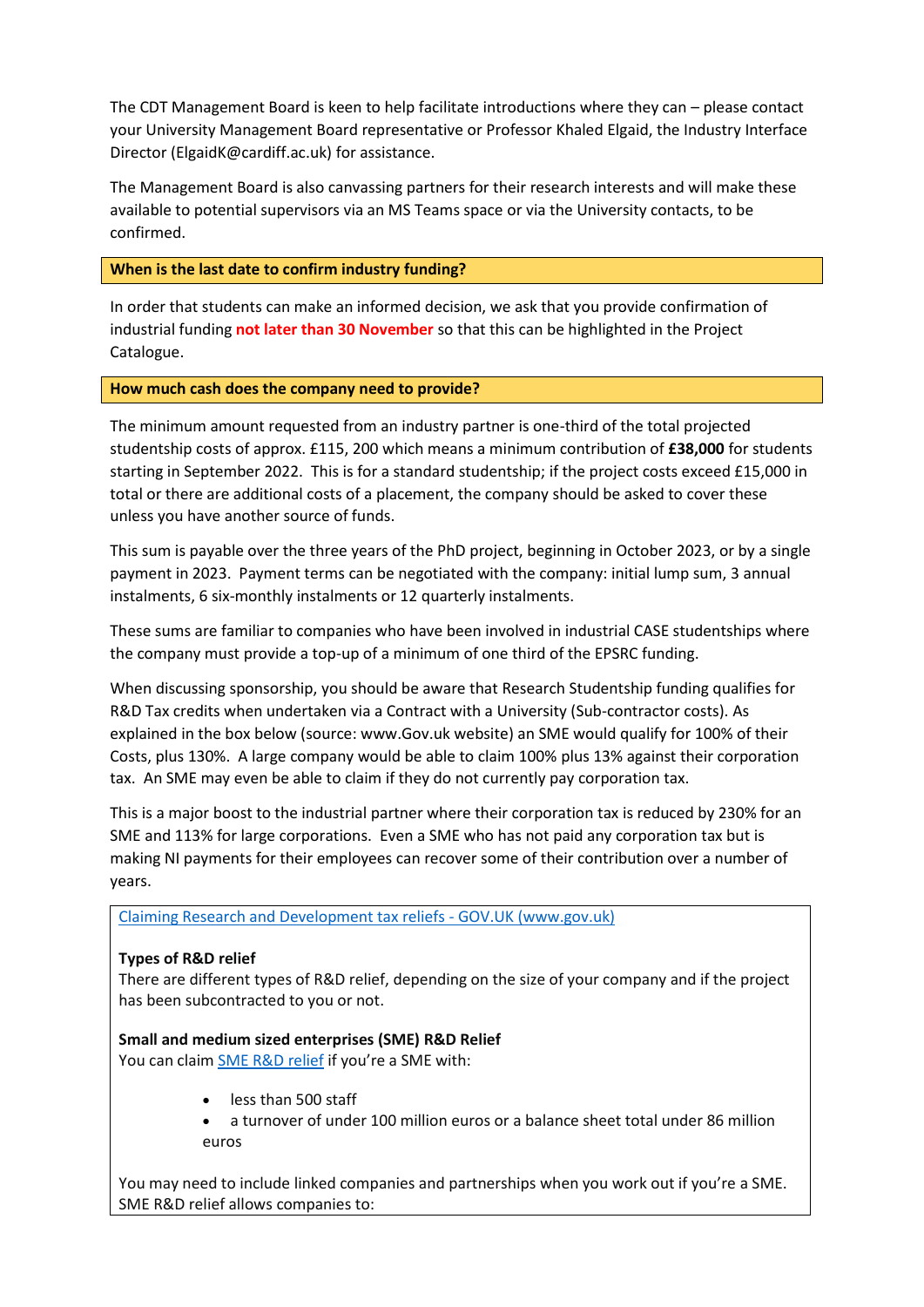The CDT Management Board is keen to help facilitate introductions where they can – please contact your University Management Board representative or Professor Khaled Elgaid, the Industry Interface Director (ElgaidK@cardiff.ac.uk) for assistance.

The Management Board is also canvassing partners for their research interests and will make these available to potential supervisors via an MS Teams space or via the University contacts, to be confirmed.

### When is the last date to confirm industry funding?

In order that students can make an informed decision, we ask that you provide confirmation of industrial funding **not later than 30 November** so that this can be highlighted in the Project Catalogue.

### How much cash does the company need to provide?

The minimum amount requested from an industry partner is one-third of the total projected studentship costs of approx. £115, 200 which means a minimum contribution of **£38,000** for students starting in September 2022. This is for a standard studentship; if the project costs exceed £15,000 in total or there are additional costs of a placement, the company should be asked to cover these unless you have another source of funds.

This sum is payable over the three years of the PhD project, beginning in October 2023, or by a single payment in 2023. Payment terms can be negotiated with the company: initial lump sum, 3 annual instalments, 6 six-monthly instalments or 12 quarterly instalments.

These sums are familiar to companies who have been involved in industrial CASE studentships where the company must provide a top-up of a minimum of one third of the EPSRC funding.

When discussing sponsorship, you should be aware that Research Studentship funding qualifies for R&D Tax credits when undertaken via a Contract with a University (Sub-contractor costs). As explained in the box below (source: www.Gov.uk website) an SME would qualify for 100% of their Costs, plus 130%. A large company would be able to claim 100% plus 13% against their corporation tax. An SME may even be able to claim if they do not currently pay corporation tax.

This is a major boost to the industrial partner where their corporation tax is reduced by 230% for an SME and 113% for large corporations. Even a SME who has not paid any corporation tax but is making NI payments for their employees can recover some of their contribution over a number of years.

[Claiming Research and Development tax reliefs - GOV.UK (www.gov.uk)](www.gov.uk)

**Types of R&D relief**
There are different types of R&D relief, depending on the size of your company and if the project has been subcontracted to you or not.

**Small and medium sized enterprises (SME) R&D Relief**
You can claim SME R&D relief if you're a SME with:

- less than 500 staff
- a turnover of under 100 million euros or a balance sheet total under 86 million euros

You may need to include linked companies and partnerships when you work out if you're a SME.
SME R&D relief allows companies to: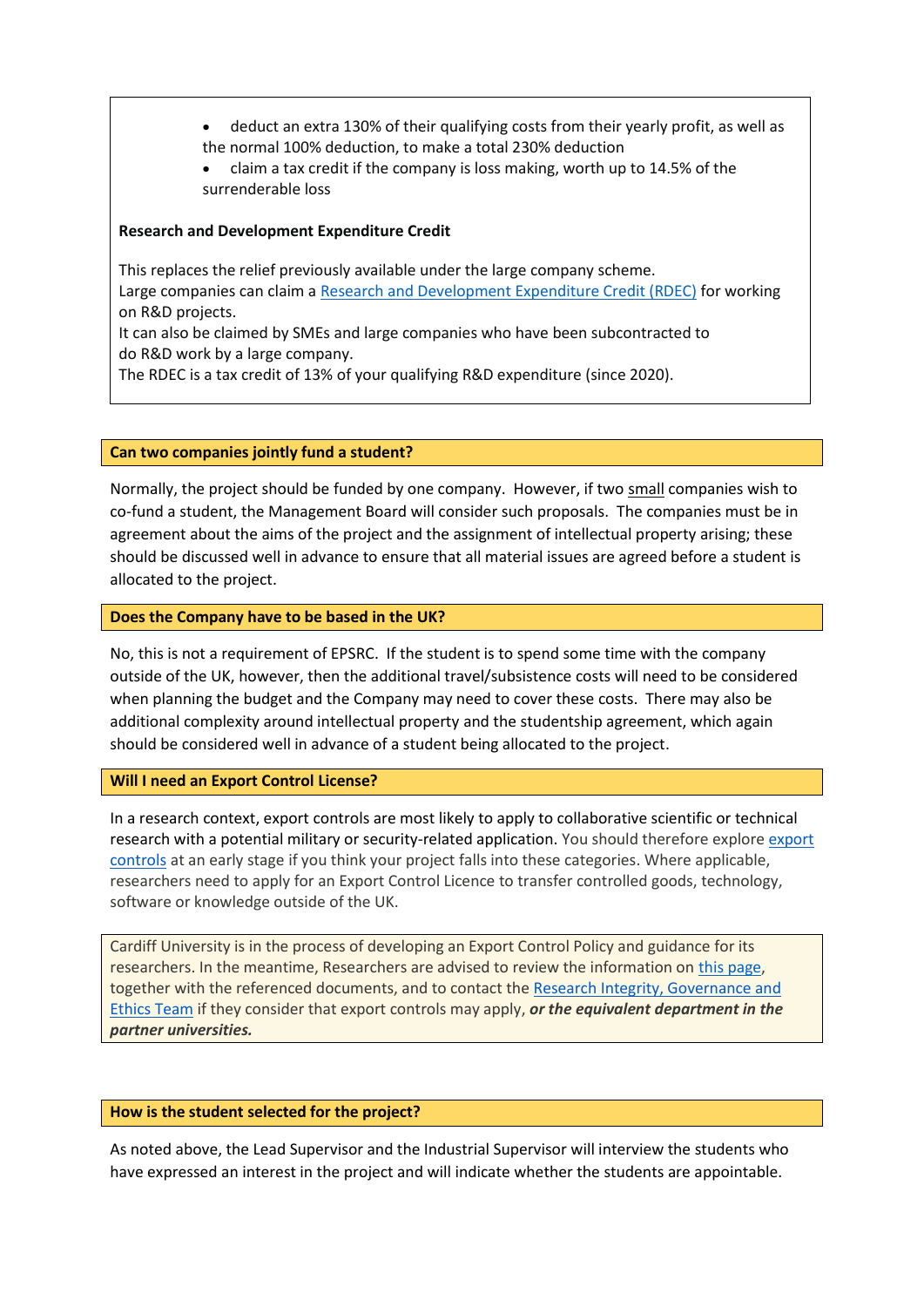- deduct an extra 130% of their qualifying costs from their yearly profit, as well as the normal 100% deduction, to make a total 230% deduction
- claim a tax credit if the company is loss making, worth up to 14.5% of the surrenderable loss

**Research and Development Expenditure Credit**

This replaces the relief previously available under the large company scheme.
Large companies can claim a Research and Development Expenditure Credit (RDEC) for working on R&D projects.
It can also be claimed by SMEs and large companies who have been subcontracted to do R&D work by a large company.
The RDEC is a tax credit of 13% of your qualifying R&D expenditure (since 2020).

### Can two companies jointly fund a student?

Normally, the project should be funded by one company. However, if two small companies wish to co-fund a student, the Management Board will consider such proposals. The companies must be in agreement about the aims of the project and the assignment of intellectual property arising; these should be discussed well in advance to ensure that all material issues are agreed before a student is allocated to the project.

### Does the Company have to be based in the UK?

No, this is not a requirement of EPSRC. If the student is to spend some time with the company outside of the UK, however, then the additional travel/subsistence costs will need to be considered when planning the budget and the Company may need to cover these costs. There may also be additional complexity around intellectual property and the studentship agreement, which again should be considered well in advance of a student being allocated to the project.

### Will I need an Export Control License?

In a research context, export controls are most likely to apply to collaborative scientific or technical research with a potential military or security-related application. You should therefore explore export controls at an early stage if you think your project falls into these categories. Where applicable, researchers need to apply for an Export Control Licence to transfer controlled goods, technology, software or knowledge outside of the UK.

Cardiff University is in the process of developing an Export Control Policy and guidance for its researchers. In the meantime, Researchers are advised to review the information on this page, together with the referenced documents, and to contact the Research Integrity, Governance and Ethics Team if they consider that export controls may apply, ***or the equivalent department in the partner universities.***

### How is the student selected for the project?

As noted above, the Lead Supervisor and the Industrial Supervisor will interview the students who have expressed an interest in the project and will indicate whether the students are appointable.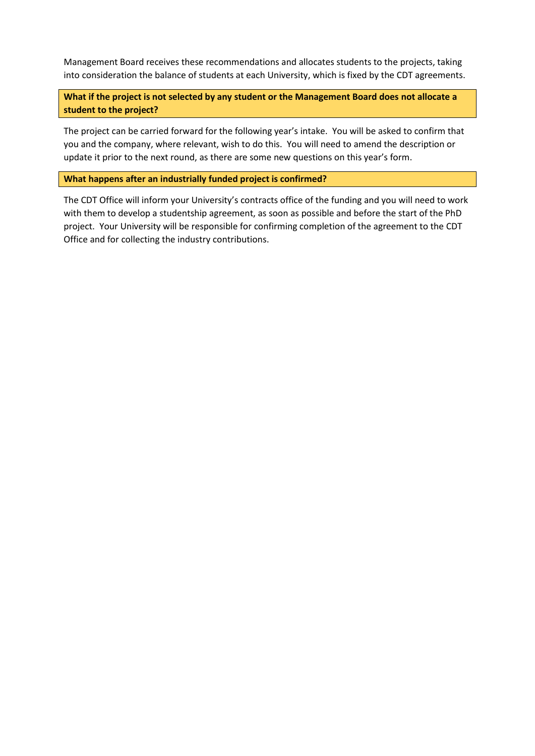Management Board receives these recommendations and allocates students to the projects, taking into consideration the balance of students at each University, which is fixed by the CDT agreements.

**What if the project is not selected by any student or the Management Board does not allocate a student to the project?**

The project can be carried forward for the following year's intake. You will be asked to confirm that you and the company, where relevant, wish to do this. You will need to amend the description or update it prior to the next round, as there are some new questions on this year's form.

**What happens after an industrially funded project is confirmed?**

The CDT Office will inform your University's contracts office of the funding and you will need to work with them to develop a studentship agreement, as soon as possible and before the start of the PhD project. Your University will be responsible for confirming completion of the agreement to the CDT Office and for collecting the industry contributions.